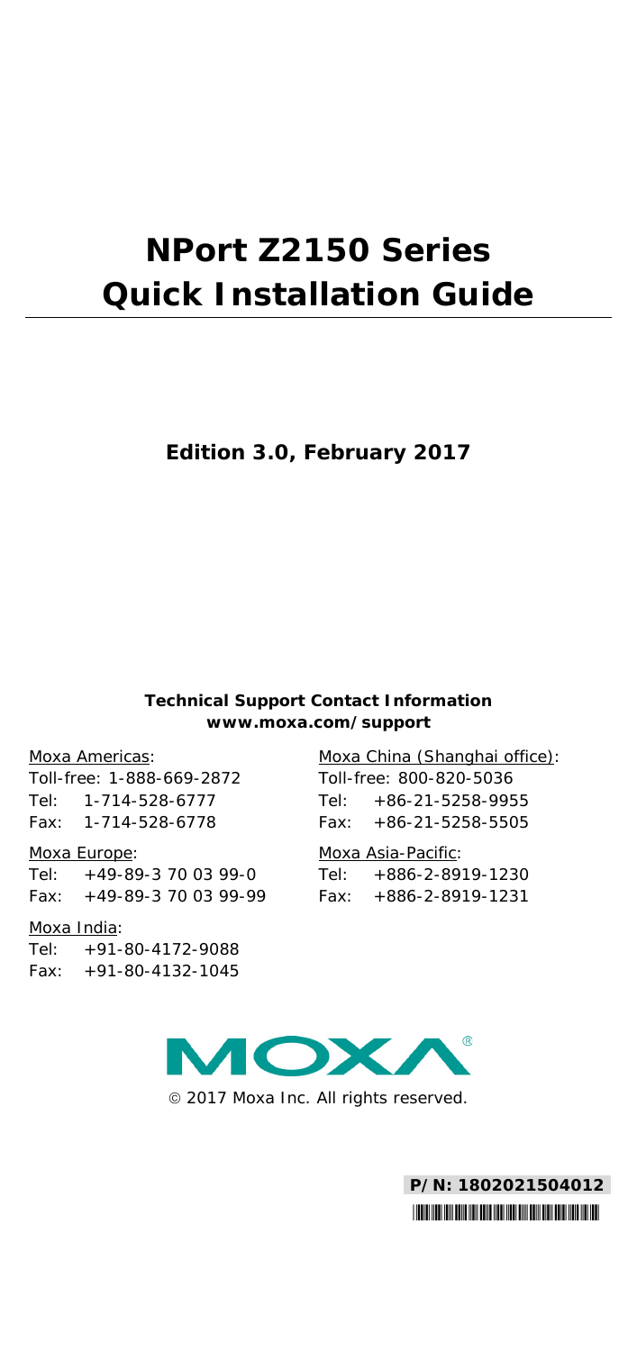# NPort Z2150 Series Quick Installation Guide

**Edition 3.0, February 2017**

**Technical Support Contact Information**
**www.moxa.com/support**

Moxa Americas:
Toll-free: 1-888-669-2872
Tel: 1-714-528-6777
Fax: 1-714-528-6778

Moxa Europe:
Tel: +49-89-3 70 03 99-0
Fax: +49-89-3 70 03 99-99

Moxa India:
Tel: +91-80-4172-9088
Fax: +91-80-4132-1045

Moxa China (Shanghai office):
Toll-free: 800-820-5036
Tel: +86-21-5258-9955
Fax: +86-21-5258-5505

Moxa Asia-Pacific:
Tel: +886-2-8919-1230
Fax: +886-2-8919-1231

© 2017 Moxa Inc. All rights reserved.

**P/N: 1802021504012**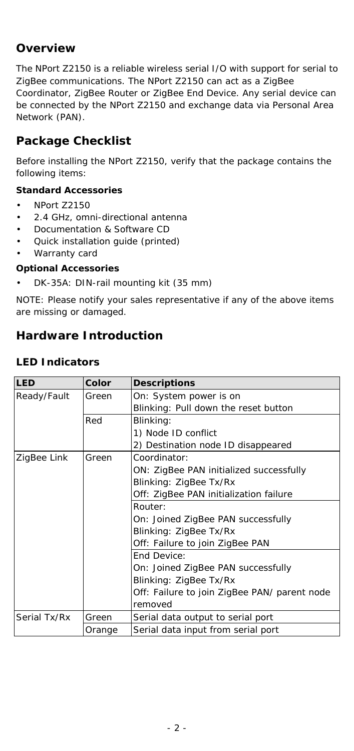## Overview

The NPort Z2150 is a reliable wireless serial I/O with support for serial to ZigBee communications. The NPort Z2150 can act as a ZigBee Coordinator, ZigBee Router or ZigBee End Device. Any serial device can be connected by the NPort Z2150 and exchange data via Personal Area Network (PAN).

## Package Checklist

Before installing the NPort Z2150, verify that the package contains the following items:

**Standard Accessories**

- NPort Z2150
- 2.4 GHz, omni-directional antenna
- Documentation & Software CD
- Quick installation guide (printed)
- Warranty card

**Optional Accessories**

- DK-35A: DIN-rail mounting kit (35 mm)

NOTE: Please notify your sales representative if any of the above items are missing or damaged.

## Hardware Introduction

### LED Indicators

| LED | Color | Descriptions |
|---|---|---|
| Ready/Fault | Green | On: System power is on<br>Blinking: Pull down the reset button |
| | Red | Blinking:<br>1) Node ID conflict<br>2) Destination node ID disappeared |
| ZigBee Link | Green | Coordinator:<br>ON: ZigBee PAN initialized successfully<br>Blinking: ZigBee Tx/Rx<br>Off: ZigBee PAN initialization failure |
| | | Router:<br>On: Joined ZigBee PAN successfully<br>Blinking: ZigBee Tx/Rx<br>Off: Failure to join ZigBee PAN |
| | | End Device:<br>On: Joined ZigBee PAN successfully<br>Blinking: ZigBee Tx/Rx<br>Off: Failure to join ZigBee PAN/ parent node removed |
| Serial Tx/Rx | Green | Serial data output to serial port |
| | Orange | Serial data input from serial port |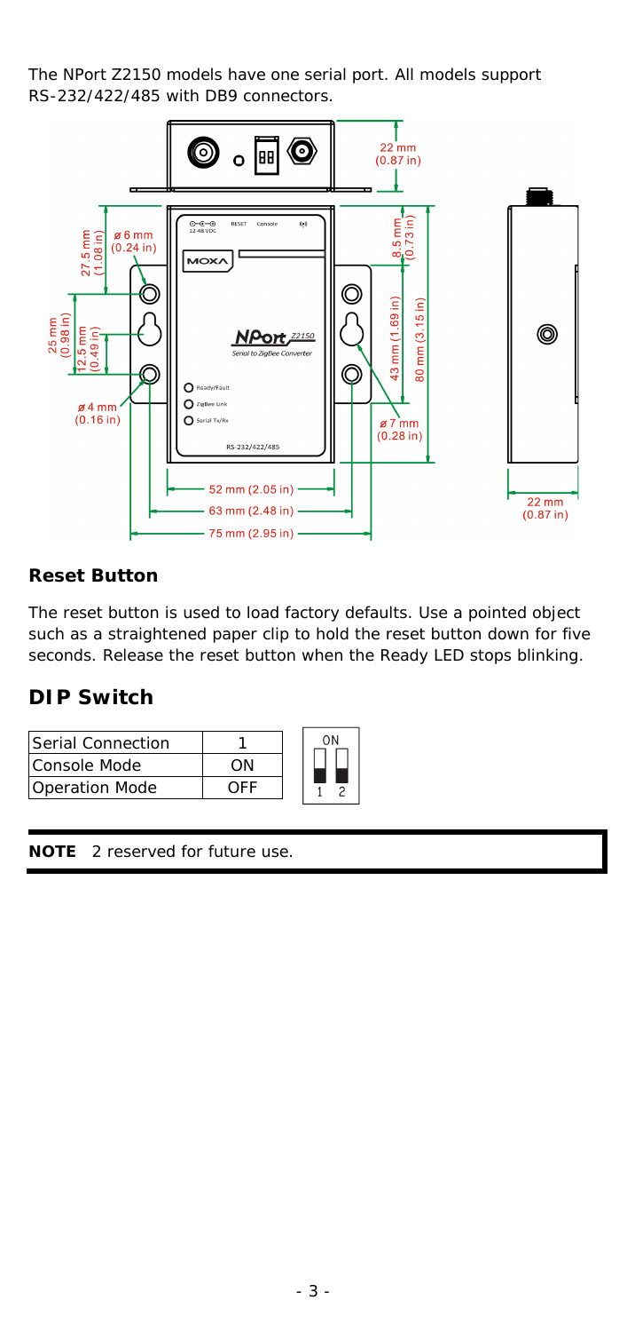The NPort Z2150 models have one serial port. All models support RS-232/422/485 with DB9 connectors.

### Reset Button

The reset button is used to load factory defaults. Use a pointed object such as a straightened paper clip to hold the reset button down for five seconds. Release the reset button when the Ready LED stops blinking.

## DIP Switch

| Serial Connection | 1 |
|---|---|
| Console Mode | ON |
| Operation Mode | OFF |

**NOTE** 2 reserved for future use.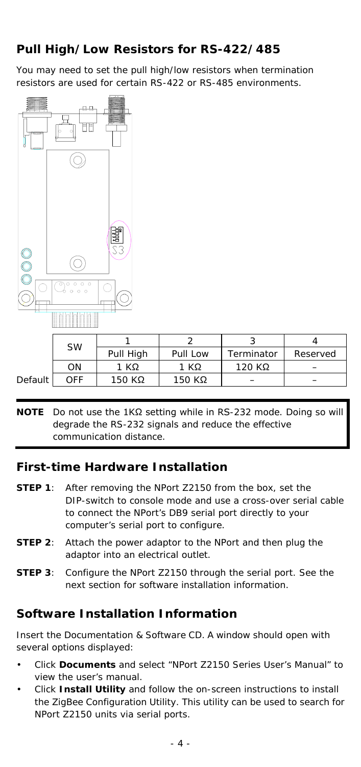## Pull High/Low Resistors for RS-422/485

You may need to set the pull high/low resistors when termination resistors are used for certain RS-422 or RS-485 environments.

|  | SW | 1 | 2 | 3 | 4 |
|---|---|---|---|---|---|
|  |  | Pull High | Pull Low | Terminator | Reserved |
|  | ON | 1 KΩ | 1 KΩ | 120 KΩ | – |
| Default | OFF | 150 KΩ | 150 KΩ | – | – |

**NOTE** Do not use the 1KΩ setting while in RS-232 mode. Doing so will degrade the RS-232 signals and reduce the effective communication distance.

## First-time Hardware Installation

**STEP 1**: After removing the NPort Z2150 from the box, set the DIP-switch to console mode and use a cross-over serial cable to connect the NPort's DB9 serial port directly to your computer's serial port to configure.

**STEP 2**: Attach the power adaptor to the NPort and then plug the adaptor into an electrical outlet.

**STEP 3**: Configure the NPort Z2150 through the serial port. See the next section for software installation information.

## Software Installation Information

Insert the Documentation & Software CD. A window should open with several options displayed:

- Click **Documents** and select "NPort Z2150 Series User's Manual" to view the user's manual.
- Click **Install Utility** and follow the on-screen instructions to install the ZigBee Configuration Utility. This utility can be used to search for NPort Z2150 units via serial ports.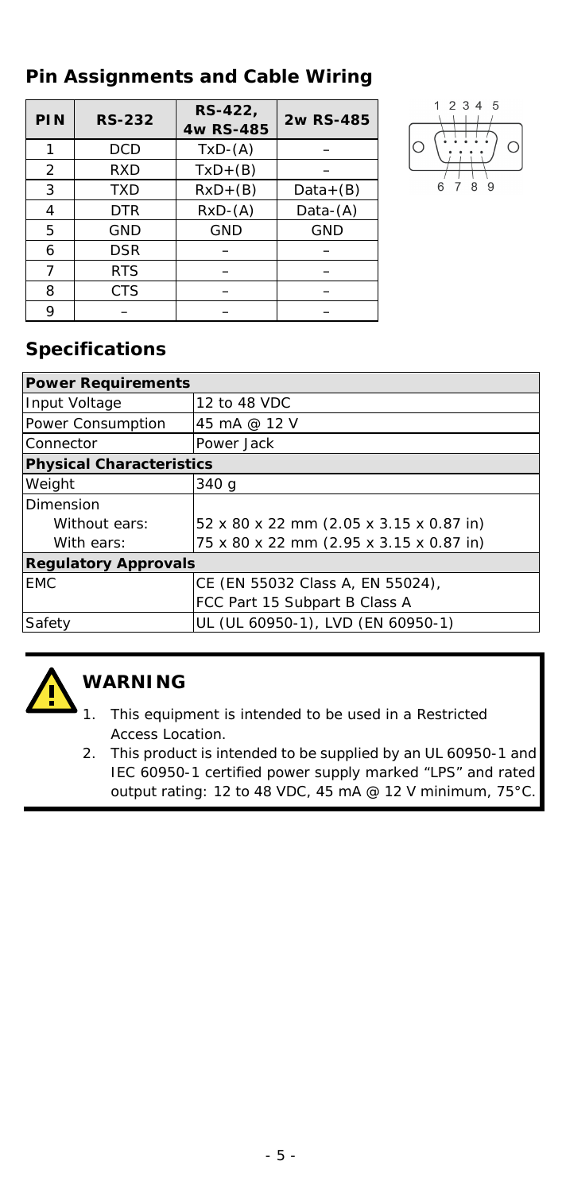## Pin Assignments and Cable Wiring

| PIN | RS-232 | RS-422, 4w RS-485 | 2w RS-485 |
|---|---|---|---|
| 1 | DCD | TxD-(A) | – |
| 2 | RXD | TxD+(B) | – |
| 3 | TXD | RxD+(B) | Data+(B) |
| 4 | DTR | RxD-(A) | Data-(A) |
| 5 | GND | GND | GND |
| 6 | DSR | – | – |
| 7 | RTS | – | – |
| 8 | CTS | – | – |
| 9 | – | – | – |

1 2 3 4 5

6 7 8 9

## Specifications

| | |
|---|---|
| **Power Requirements** | |
| Input Voltage | 12 to 48 VDC |
| Power Consumption | 45 mA @ 12 V |
| Connector | Power Jack |
| **Physical Characteristics** | |
| Weight | 340 g |
| Dimension | |
| Without ears: | 52 x 80 x 22 mm (2.05 x 3.15 x 0.87 in) |
| With ears: | 75 x 80 x 22 mm (2.95 x 3.15 x 0.87 in) |
| **Regulatory Approvals** | |
| EMC | CE (EN 55032 Class A, EN 55024), FCC Part 15 Subpart B Class A |
| Safety | UL (UL 60950-1), LVD (EN 60950-1) |

### WARNING

1. This equipment is intended to be used in a Restricted Access Location.
2. This product is intended to be supplied by an UL 60950-1 and IEC 60950-1 certified power supply marked "LPS" and rated output rating: 12 to 48 VDC, 45 mA @ 12 V minimum, 75°C.